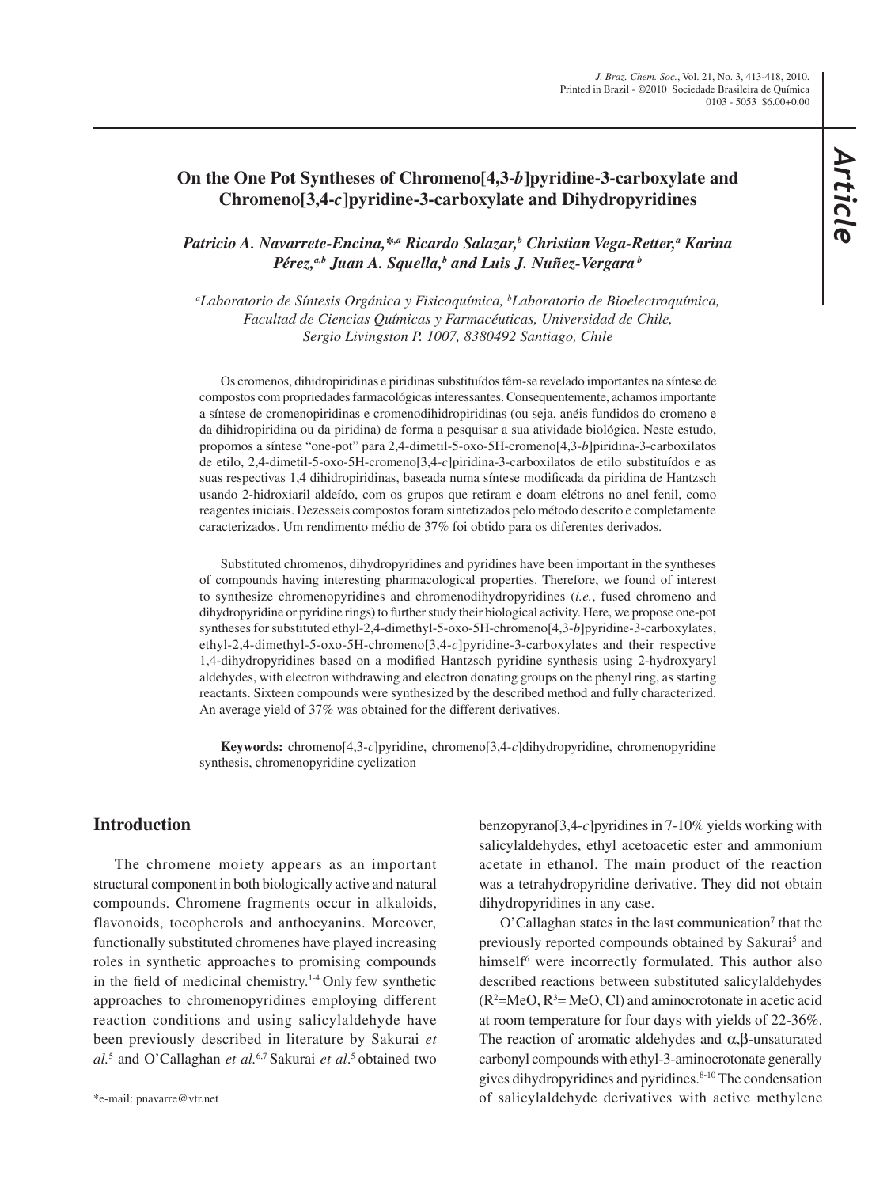# On the One Pot Syntheses of Chromeno[4,3-*b*]pyridine-3-carboxylate and Chromeno[3,4-*c*]pyridine-3-carboxylate and Dihydropyridines

*Patricio A. Navarrete-Encina,*[,a] Ricardo Salazar,[b] Christian Vega-Retter,[a] Karina Pérez,[a,b] Juan A. Squella,[b] and Luis J. Nuñez-Vergara[b]*

[a]*Laboratorio de Síntesis Orgánica y Fisicoquímica,* [b]*Laboratorio de Bioelectroquímica, Facultad de Ciencias Químicas y Farmacéuticas, Universidad de Chile, Sergio Livingston P. 1007, 8380492 Santiago, Chile*

Os cromenos, dihidropiridinas e piridinas substituídos têm-se revelado importantes na síntese de compostos com propriedades farmacológicas interessantes. Consequentemente, achamos importante a síntese de cromenopiridinas e cromenodihidropiridinas (ou seja, anéis fundidos do cromeno e da dihidropiridina ou da piridina) de forma a pesquisar a sua atividade biológica. Neste estudo, propomos a síntese "one-pot" para 2,4-dimetil-5-oxo-5H-cromeno[4,3-*b*]piridina-3-carboxilatos de etilo, 2,4-dimetil-5-oxo-5H-cromeno[3,4-*c*]piridina-3-carboxilatos de etilo substituídos e as suas respectivas 1,4 dihidropiridinas, baseada numa síntese modificada da piridina de Hantzsch usando 2-hidroxiaril aldeído, com os grupos que retiram e doam elétrons no anel fenil, como reagentes iniciais. Dezesseis compostos foram sintetizados pelo método descrito e completamente caracterizados. Um rendimento médio de 37% foi obtido para os diferentes derivados.

Substituted chromenos, dihydropyridines and pyridines have been important in the syntheses of compounds having interesting pharmacological properties. Therefore, we found of interest to synthesize chromenopyridines and chromenodihydropyridines (*i.e.*, fused chromeno and dihydropyridine or pyridine rings) to further study their biological activity. Here, we propose one-pot syntheses for substituted ethyl-2,4-dimethyl-5-oxo-5H-chromeno[4,3-*b*]pyridine-3-carboxylates, ethyl-2,4-dimethyl-5-oxo-5H-chromeno[3,4-*c*]pyridine-3-carboxylates and their respective 1,4-dihydropyridines based on a modified Hantzsch pyridine synthesis using 2-hydroxyaryl aldehydes, with electron withdrawing and electron donating groups on the phenyl ring, as starting reactants. Sixteen compounds were synthesized by the described method and fully characterized. An average yield of 37% was obtained for the different derivatives.

**Keywords:** chromeno[4,3-*c*]pyridine, chromeno[3,4-*c*]dihydropyridine, chromenopyridine synthesis, chromenopyridine cyclization

## Introduction

The chromene moiety appears as an important structural component in both biologically active and natural compounds. Chromene fragments occur in alkaloids, flavonoids, tocopherols and anthocyanins. Moreover, functionally substituted chromenes have played increasing roles in synthetic approaches to promising compounds in the field of medicinal chemistry.[1-4] Only few synthetic approaches to chromenopyridines employing different reaction conditions and using salicylaldehyde have been previously described in literature by Sakurai *et al.*[5] and O'Callaghan *et al.*[6,7] Sakurai *et al.*[5] obtained two benzopyrano[3,4-*c*]pyridines in 7-10% yields working with salicylaldehydes, ethyl acetoacetic ester and ammonium acetate in ethanol. The main product of the reaction was a tetrahydropyridine derivative. They did not obtain dihydropyridines in any case.

O'Callaghan states in the last communication[7] that the previously reported compounds obtained by Sakurai[5] and himself[6] were incorrectly formulated. This author also described reactions between substituted salicylaldehydes ($R^2$=MeO, $R^3$= MeO, Cl) and aminocrotonate in acetic acid at room temperature for four days with yields of 22-36%. The reaction of aromatic aldehydes and $\alpha,\beta$-unsaturated carbonyl compounds with ethyl-3-aminocrotonate generally gives dihydropyridines and pyridines.[8-10] The condensation of salicylaldehyde derivatives with active methylene

*e-mail: pnavarre@vtr.net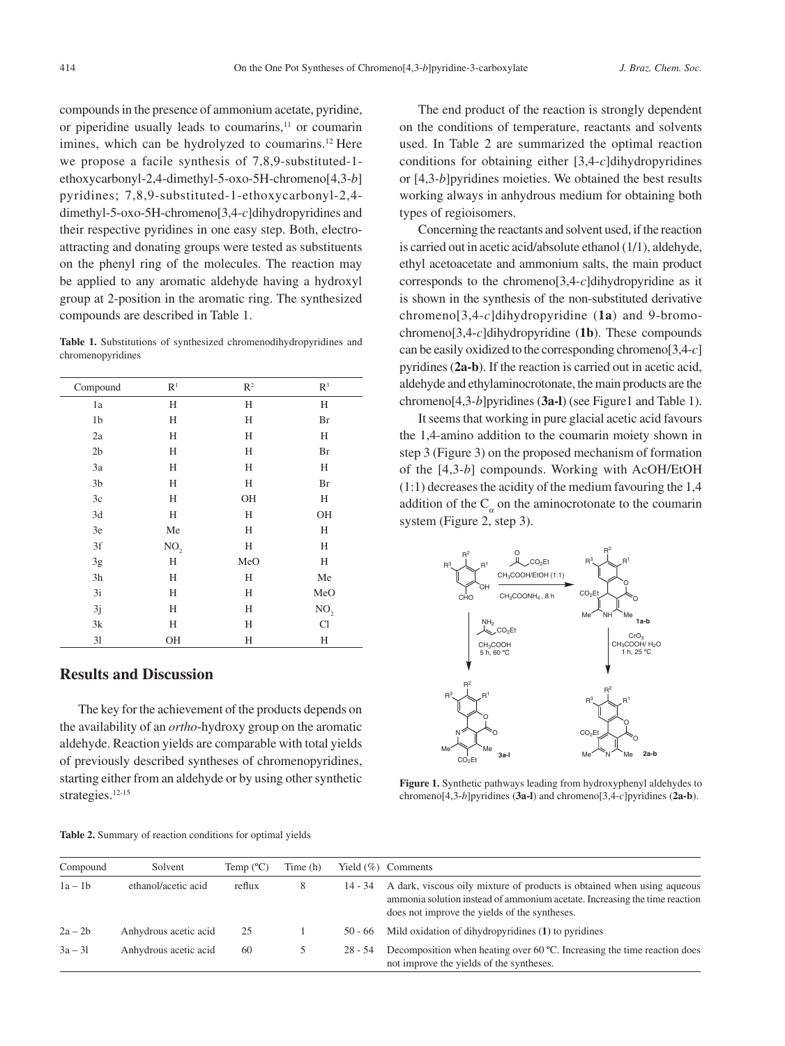compounds in the presence of ammonium acetate, pyridine, or piperidine usually leads to coumarins,[11] or coumarin imines, which can be hydrolyzed to coumarins.[12] Here we propose a facile synthesis of 7,8,9-substituted-1-ethoxycarbonyl-2,4-dimethyl-5-oxo-5H-chromeno[4,3-*b*] pyridines; 7,8,9-substituted-1-ethoxycarbonyl-2,4-dimethyl-5-oxo-5H-chromeno[3,4-*c*]dihydropyridines and their respective pyridines in one easy step. Both, electro-attracting and donating groups were tested as substituents on the phenyl ring of the molecules. The reaction may be applied to any aromatic aldehyde having a hydroxyl group at 2-position in the aromatic ring. The synthesized compounds are described in Table 1.

**Table 1.** Substitutions of synthesized chromenodihydropyridines and chromenopyridines

| Compound | $R^1$ | $R^2$ | $R^3$ |
|---|---|---|---|
| 1a | H | H | H |
| 1b | H | H | Br |
| 2a | H | H | H |
| 2b | H | H | Br |
| 3a | H | H | H |
| 3b | H | H | Br |
| 3c | H | OH | H |
| 3d | H | H | OH |
| 3e | Me | H | H |
| 3f | $NO_2$ | H | H |
| 3g | H | MeO | H |
| 3h | H | H | Me |
| 3i | H | H | MeO |
| 3j | H | H | $NO_2$ |
| 3k | H | H | Cl |
| 3l | OH | H | H |

## Results and Discussion

The key for the achievement of the products depends on the availability of an *ortho*-hydroxy group on the aromatic aldehyde. Reaction yields are comparable with total yields of previously described syntheses of chromenopyridines, starting either from an aldehyde or by using other synthetic strategies.[12-15]

The end product of the reaction is strongly dependent on the conditions of temperature, reactants and solvents used. In Table 2 are summarized the optimal reaction conditions for obtaining either [3,4-*c*]dihydropyridines or [4,3-*b*]pyridines moieties. We obtained the best results working always in anhydrous medium for obtaining both types of regioisomers.

Concerning the reactants and solvent used, if the reaction is carried out in acetic acid/absolute ethanol (1/1), aldehyde, ethyl acetoacetate and ammonium salts, the main product corresponds to the chromeno[3,4-*c*]dihydropyridine as it is shown in the synthesis of the non-substituted derivative chromeno[3,4-*c*]dihydropyridine (**1a**) and 9-bromo-chromeno[3,4-*c*]dihydropyridine (**1b**). These compounds can be easily oxidized to the corresponding chromeno[3,4-*c*] pyridines (**2a-b**). If the reaction is carried out in acetic acid, aldehyde and ethylaminocrotonate, the main products are the chromeno[4,3-*b*]pyridines (**3a-l**) (see Figure1 and Table 1).

It seems that working in pure glacial acetic acid favours the 1,4-amino addition to the coumarin moiety shown in step 3 (Figure 3) on the proposed mechanism of formation of the [4,3-*b*] compounds. Working with AcOH/EtOH (1:1) decreases the acidity of the medium favouring the 1,4 addition of the $C_\alpha$ on the aminocrotonate to the coumarin system (Figure 2, step 3).

**Figure 1.** Synthetic pathways leading from hydroxyphenyl aldehydes to chromeno[4,3-*b*]pyridines (**3a-l**) and chromeno[3,4-*c*]pyridines (**2a-b**).

**Table 2.** Summary of reaction conditions for optimal yields

| Compound | Solvent | Temp (ºC) | Time (h) | Yield (%) | Comments |
|---|---|---|---|---|---|
| 1a – 1b | ethanol/acetic acid | reflux | 8 | 14 - 34 | A dark, viscous oily mixture of products is obtained when using aqueous ammonia solution instead of ammonium acetate. Increasing the time reaction does not improve the yields of the syntheses. |
| 2a – 2b | Anhydrous acetic acid | 25 | 1 | 50 - 66 | Mild oxidation of dihydropyridines (**1**) to pyridines |
| 3a – 3l | Anhydrous acetic acid | 60 | 5 | 28 - 54 | Decomposition when heating over 60 ºC. Increasing the time reaction does not improve the yields of the syntheses. |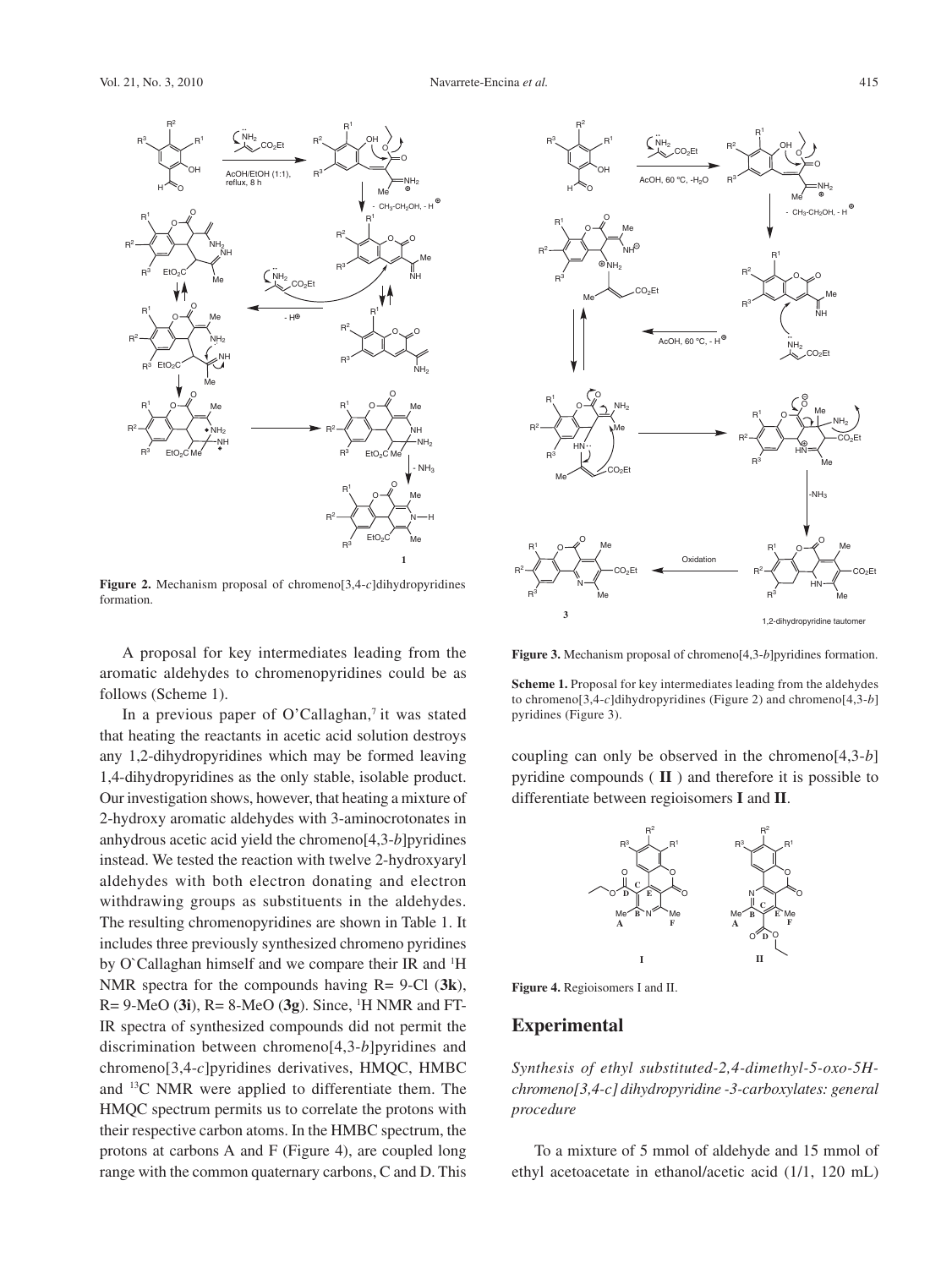**Figure 2.** Mechanism proposal of chromeno[3,4-*c*]dihydropyridines formation.

**Figure 3.** Mechanism proposal of chromeno[4,3-*b*]pyridines formation.

**Scheme 1.** Proposal for key intermediates leading from the aldehydes to chromeno[3,4-*c*]dihydropyridines (Figure 2) and chromeno[4,3-*b*] pyridines (Figure 3).

A proposal for key intermediates leading from the aromatic aldehydes to chromenopyridines could be as follows (Scheme 1).

In a previous paper of O'Callaghan,[7] it was stated that heating the reactants in acetic acid solution destroys any 1,2-dihydropyridines which may be formed leaving 1,4-dihydropyridines as the only stable, isolable product. Our investigation shows, however, that heating a mixture of 2-hydroxy aromatic aldehydes with 3-aminocrotonates in anhydrous acetic acid yield the chromeno[4,3-*b*]pyridines instead. We tested the reaction with twelve 2-hydroxyaryl aldehydes with both electron donating and electron withdrawing groups as substituents in the aldehydes. The resulting chromenopyridines are shown in Table 1. It includes three previously synthesized chromeno pyridines by O`Callaghan himself and we compare their IR and $^{1}$H NMR spectra for the compounds having R= 9-Cl (**3k**), R= 9-MeO (**3i**), R= 8-MeO (**3g**). Since, $^{1}$H NMR and FT-IR spectra of synthesized compounds did not permit the discrimination between chromeno[4,3-*b*]pyridines and chromeno[3,4-*c*]pyridines derivatives, HMQC, HMBC and $^{13}$C NMR were applied to differentiate them. The HMQC spectrum permits us to correlate the protons with their respective carbon atoms. In the HMBC spectrum, the protons at carbons A and F (Figure 4), are coupled long range with the common quaternary carbons, C and D. This coupling can only be observed in the chromeno[4,3-*b*] pyridine compounds ( **II** ) and therefore it is possible to differentiate between regioisomers **I** and **II**.

**Figure 4.** Regioisomers I and II.

## Experimental

*Synthesis of ethyl substituted-2,4-dimethyl-5-oxo-5H-chromeno[3,4-c] dihydropyridine -3-carboxylates: general procedure*

To a mixture of 5 mmol of aldehyde and 15 mmol of ethyl acetoacetate in ethanol/acetic acid (1/1, 120 mL)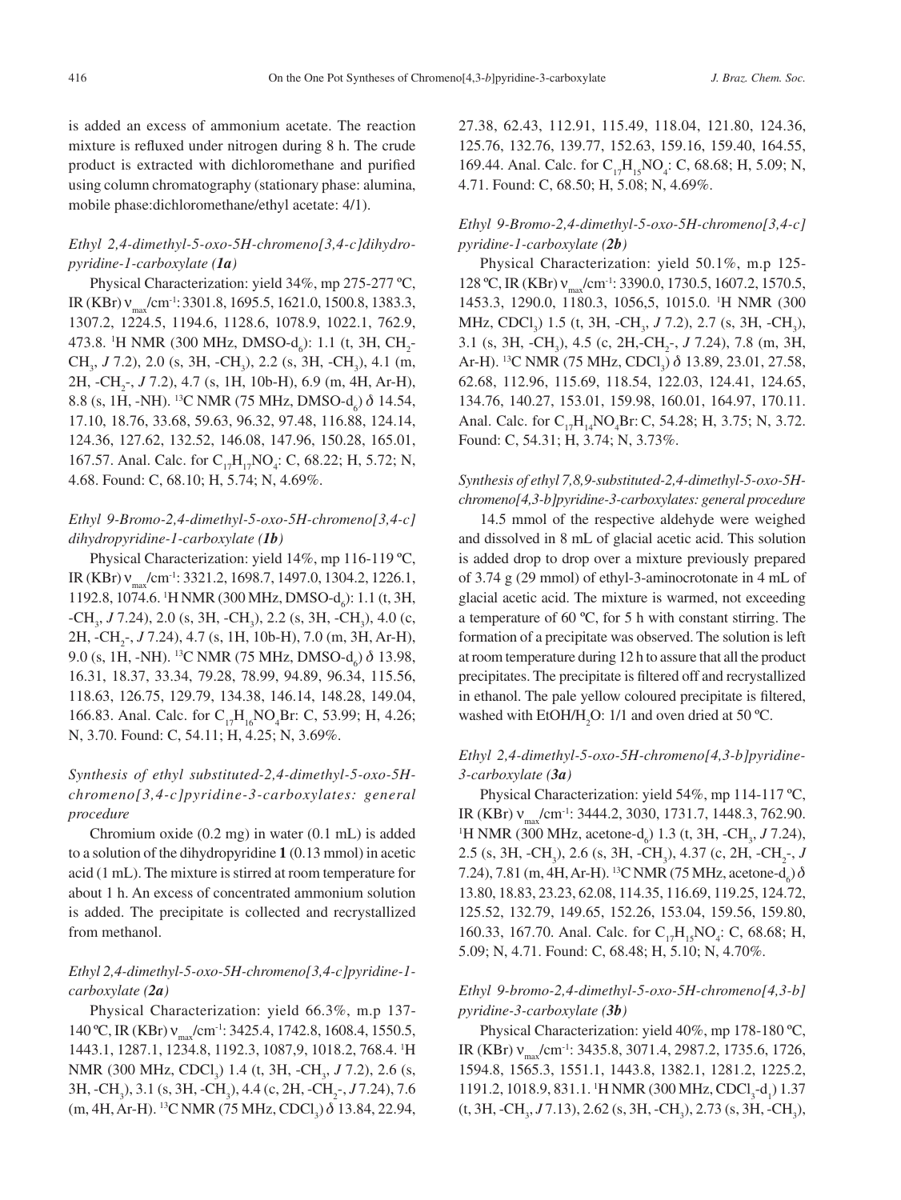is added an excess of ammonium acetate. The reaction mixture is refluxed under nitrogen during 8 h. The crude product is extracted with dichloromethane and purified using column chromatography (stationary phase: alumina, mobile phase:dichloromethane/ethyl acetate: 4/1).

### *Ethyl 2,4-dimethyl-5-oxo-5H-chromeno[3,4-c]dihydropyridine-1-carboxylate (**1a**)*

Physical Characterization: yield 34%, mp 275-277 ºC, IR (KBr) $\nu_{max}$/cm$^{-1}$: 3301.8, 1695.5, 1621.0, 1500.8, 1383.3, 1307.2, 1224.5, 1194.6, 1128.6, 1078.9, 1022.1, 762.9, 473.8. $^{1}$H NMR (300 MHz, DMSO-d$_6$): 1.1 (t, 3H, CH$_2$-CH$_3$, *J* 7.2), 2.0 (s, 3H, -CH$_3$), 2.2 (s, 3H, -CH$_3$), 4.1 (m, 2H, -CH$_2$-, *J* 7.2), 4.7 (s, 1H, 10b-H), 6.9 (m, 4H, Ar-H), 8.8 (s, 1H, -NH). $^{13}$C NMR (75 MHz, DMSO-d$_6$) $\delta$ 14.54, 17.10, 18.76, 33.68, 59.63, 96.32, 97.48, 116.88, 124.14, 124.36, 127.62, 132.52, 146.08, 147.96, 150.28, 165.01, 167.57. Anal. Calc. for $C_{17}H_{17}NO_4$: C, 68.22; H, 5.72; N, 4.68. Found: C, 68.10; H, 5.74; N, 4.69%.

### *Ethyl 9-Bromo-2,4-dimethyl-5-oxo-5H-chromeno[3,4-c]dihydropyridine-1-carboxylate (**1b**)*

Physical Characterization: yield 14%, mp 116-119 ºC, IR (KBr) $\nu_{max}$/cm$^{-1}$: 3321.2, 1698.7, 1497.0, 1304.2, 1226.1, 1192.8, 1074.6. $^{1}$H NMR (300 MHz, DMSO-d$_6$): 1.1 (t, 3H, -CH$_3$, *J* 7.24), 2.0 (s, 3H, -CH$_3$), 2.2 (s, 3H, -CH$_3$), 4.0 (c, 2H, -CH$_2$-, *J* 7.24), 4.7 (s, 1H, 10b-H), 7.0 (m, 3H, Ar-H), 9.0 (s, 1H, -NH). $^{13}$C NMR (75 MHz, DMSO-d$_6$) $\delta$ 13.98, 16.31, 18.37, 33.34, 79.28, 78.99, 94.89, 96.34, 115.56, 118.63, 126.75, 129.79, 134.38, 146.14, 148.28, 149.04, 166.83. Anal. Calc. for $C_{17}H_{16}NO_4Br$: C, 53.99; H, 4.26; N, 3.70. Found: C, 54.11; H, 4.25; N, 3.69%.

### *Synthesis of ethyl substituted-2,4-dimethyl-5-oxo-5H-chromeno[3,4-c]pyridine-3-carboxylates: general procedure*

Chromium oxide (0.2 mg) in water (0.1 mL) is added to a solution of the dihydropyridine **1** (0.13 mmol) in acetic acid (1 mL). The mixture is stirred at room temperature for about 1 h. An excess of concentrated ammonium solution is added. The precipitate is collected and recrystallized from methanol.

### *Ethyl 2,4-dimethyl-5-oxo-5H-chromeno[3,4-c]pyridine-1-carboxylate (**2a**)*

Physical Characterization: yield 66.3%, m.p 137-140 ºC, IR (KBr) $\nu_{max}$/cm$^{-1}$: 3425.4, 1742.8, 1608.4, 1550.5, 1443.1, 1287.1, 1234.8, 1192.3, 1087,9, 1018.2, 768.4. $^{1}$H NMR (300 MHz, CDCl$_3$) 1.4 (t, 3H, -CH$_3$, *J* 7.2), 2.6 (s, 3H, -CH$_3$), 3.1 (s, 3H, -CH$_3$), 4.4 (c, 2H, -CH$_2$-, *J* 7.24), 7.6 (m, 4H, Ar-H). $^{13}$C NMR (75 MHz, CDCl$_3$) $\delta$ 13.84, 22.94, 27.38, 62.43, 112.91, 115.49, 118.04, 121.80, 124.36, 125.76, 132.76, 139.77, 152.63, 159.16, 159.40, 164.55, 169.44. Anal. Calc. for $C_{17}H_{15}NO_4$: C, 68.68; H, 5.09; N, 4.71. Found: C, 68.50; H, 5.08; N, 4.69%.

### *Ethyl 9-Bromo-2,4-dimethyl-5-oxo-5H-chromeno[3,4-c]pyridine-1-carboxylate (**2b**)*

Physical Characterization: yield 50.1%, m.p 125-128 ºC, IR (KBr) $\nu_{max}$/cm$^{-1}$: 3390.0, 1730.5, 1607.2, 1570.5, 1453.3, 1290.0, 1180.3, 1056,5, 1015.0. $^{1}$H NMR (300 MHz, CDCl$_3$) 1.5 (t, 3H, -CH$_3$, *J* 7.2), 2.7 (s, 3H, -CH$_3$), 3.1 (s, 3H, -CH$_3$), 4.5 (c, 2H,-CH$_2$-, *J* 7.24), 7.8 (m, 3H, Ar-H). $^{13}$C NMR (75 MHz, CDCl$_3$) $\delta$ 13.89, 23.01, 27.58, 62.68, 112.96, 115.69, 118.54, 122.03, 124.41, 124.65, 134.76, 140.27, 153.01, 159.98, 160.01, 164.97, 170.11. Anal. Calc. for $C_{17}H_{14}NO_4Br$: C, 54.28; H, 3.75; N, 3.72. Found: C, 54.31; H, 3.74; N, 3.73%.

### *Synthesis of ethyl 7,8,9-substituted-2,4-dimethyl-5-oxo-5H-chromeno[4,3-b]pyridine-3-carboxylates: general procedure*

14.5 mmol of the respective aldehyde were weighed and dissolved in 8 mL of glacial acetic acid. This solution is added drop to drop over a mixture previously prepared of 3.74 g (29 mmol) of ethyl-3-aminocrotonate in 4 mL of glacial acetic acid. The mixture is warmed, not exceeding a temperature of 60 ºC, for 5 h with constant stirring. The formation of a precipitate was observed. The solution is left at room temperature during 12 h to assure that all the product precipitates. The precipitate is filtered off and recrystallized in ethanol. The pale yellow coloured precipitate is filtered, washed with EtOH/H$_2$O: 1/1 and oven dried at 50 ºC.

### *Ethyl 2,4-dimethyl-5-oxo-5H-chromeno[4,3-b]pyridine-3-carboxylate (**3a**)*

Physical Characterization: yield 54%, mp 114-117 ºC, IR (KBr) $\nu_{max}$/cm$^{-1}$: 3444.2, 3030, 1731.7, 1448.3, 762.90. $^{1}$H NMR (300 MHz, acetone-d$_6$) 1.3 (t, 3H, -CH$_3$, *J* 7.24), 2.5 (s, 3H, -CH$_3$), 2.6 (s, 3H, -CH$_3$), 4.37 (c, 2H, -CH$_2$-, *J* 7.24), 7.81 (m, 4H, Ar-H). $^{13}$C NMR (75 MHz, acetone-d$_6$) $\delta$ 13.80, 18.83, 23.23, 62.08, 114.35, 116.69, 119.25, 124.72, 125.52, 132.79, 149.65, 152.26, 153.04, 159.56, 159.80, 160.33, 167.70. Anal. Calc. for $C_{17}H_{15}NO_4$: C, 68.68; H, 5.09; N, 4.71. Found: C, 68.48; H, 5.10; N, 4.70%.

### *Ethyl 9-bromo-2,4-dimethyl-5-oxo-5H-chromeno[4,3-b]pyridine-3-carboxylate (**3b**)*

Physical Characterization: yield 40%, mp 178-180 ºC, IR (KBr) $\nu_{max}$/cm$^{-1}$: 3435.8, 3071.4, 2987.2, 1735.6, 1726, 1594.8, 1565.3, 1551.1, 1443.8, 1382.1, 1281.2, 1225.2, 1191.2, 1018.9, 831.1. $^{1}$H NMR (300 MHz, CDCl$_3$-d$_1$) 1.37 (t, 3H, -CH$_3$, *J* 7.13), 2.62 (s, 3H, -CH$_3$), 2.73 (s, 3H, -CH$_3$),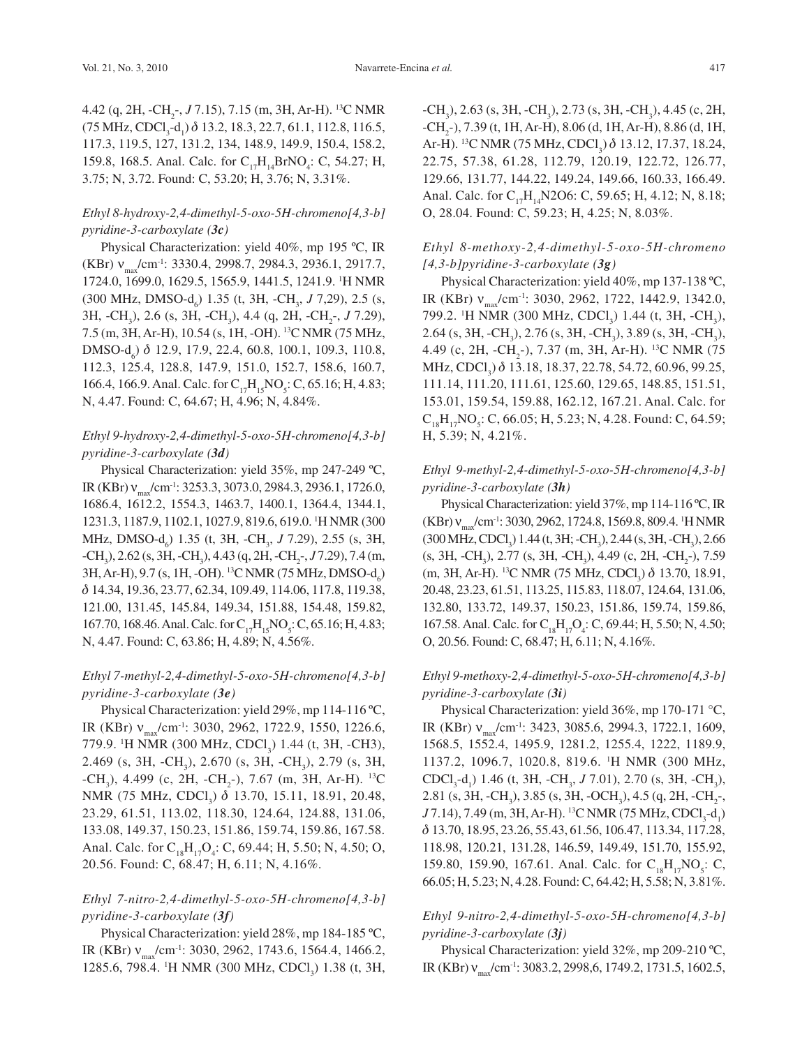4.42 (q, 2H, -$CH_2$-, *J* 7.15), 7.15 (m, 3H, Ar-H). [13]C NMR (75 MHz, $CDCl_3$-$d_1$) δ 13.2, 18.3, 22.7, 61.1, 112.8, 116.5, 117.3, 119.5, 127, 131.2, 134, 148.9, 149.9, 150.4, 158.2, 159.8, 168.5. Anal. Calc. for $C_{17}H_{14}BrNO_4$: C, 54.27; H, 3.75; N, 3.72. Found: C, 53.20; H, 3.76; N, 3.31%.

*Ethyl 8-hydroxy-2,4-dimethyl-5-oxo-5H-chromeno[4,3-b] pyridine-3-carboxylate (**3c**)*

Physical Characterization: yield 40%, mp 195 ºC, IR (KBr) $\nu_{max}$/cm$^{-1}$: 3330.4, 2998.7, 2984.3, 2936.1, 2917.7, 1724.0, 1699.0, 1629.5, 1565.9, 1441.5, 1241.9. [1]H NMR (300 MHz, DMSO-$d_6$) 1.35 (t, 3H, -$CH_3$, *J* 7,29), 2.5 (s, 3H, -$CH_3$), 2.6 (s, 3H, -$CH_3$), 4.4 (q, 2H, -$CH_2$-, *J* 7.29), 7.5 (m, 3H, Ar-H), 10.54 (s, 1H, -OH). [13]C NMR (75 MHz, DMSO-$d_6$) δ 12.9, 17.9, 22.4, 60.8, 100.1, 109.3, 110.8, 112.3, 125.4, 128.8, 147.9, 151.0, 152.7, 158.6, 160.7, 166.4, 166.9. Anal. Calc. for $C_{17}H_{15}NO_5$: C, 65.16; H, 4.83; N, 4.47. Found: C, 64.67; H, 4.96; N, 4.84%.

*Ethyl 9-hydroxy-2,4-dimethyl-5-oxo-5H-chromeno[4,3-b] pyridine-3-carboxylate (**3d**)*

Physical Characterization: yield 35%, mp 247-249 ºC, IR (KBr) $\nu_{max}$/cm$^{-1}$: 3253.3, 3073.0, 2984.3, 2936.1, 1726.0, 1686.4, 1612.2, 1554.3, 1463.7, 1400.1, 1364.4, 1344.1, 1231.3, 1187.9, 1102.1, 1027.9, 819.6, 619.0. [1]H NMR (300 MHz, DMSO-$d_6$) 1.35 (t, 3H, -$CH_3$, *J* 7.29), 2.55 (s, 3H, -$CH_3$), 2.62 (s, 3H, -$CH_3$), 4.43 (q, 2H, -$CH_2$-, *J* 7.29), 7.4 (m, 3H, Ar-H), 9.7 (s, 1H, -OH). [13]C NMR (75 MHz, DMSO-$d_6$) δ 14.34, 19.36, 23.77, 62.34, 109.49, 114.06, 117.8, 119.38, 121.00, 131.45, 145.84, 149.34, 151.88, 154.48, 159.82, 167.70, 168.46. Anal. Calc. for $C_{17}H_{15}NO_5$: C, 65.16; H, 4.83; N, 4.47. Found: C, 63.86; H, 4.89; N, 4.56%.

*Ethyl 7-methyl-2,4-dimethyl-5-oxo-5H-chromeno[4,3-b] pyridine-3-carboxylate (**3e**)*

Physical Characterization: yield 29%, mp 114-116 ºC, IR (KBr) $\nu_{max}$/cm$^{-1}$: 3030, 2962, 1722.9, 1550, 1226.6, 779.9. [1]H NMR (300 MHz, $CDCl_3$) 1.44 (t, 3H, -CH3), 2.469 (s, 3H, -$CH_3$), 2.670 (s, 3H, -$CH_3$), 2.79 (s, 3H, -$CH_3$), 4.499 (c, 2H, -$CH_2$-), 7.67 (m, 3H, Ar-H). [13]C NMR (75 MHz, $CDCl_3$) δ 13.70, 15.11, 18.91, 20.48, 23.29, 61.51, 113.02, 118.30, 124.64, 124.88, 131.06, 133.08, 149.37, 150.23, 151.86, 159.74, 159.86, 167.58. Anal. Calc. for $C_{18}H_{17}O_4$: C, 69.44; H, 5.50; N, 4.50; O, 20.56. Found: C, 68.47; H, 6.11; N, 4.16%.

*Ethyl 7-nitro-2,4-dimethyl-5-oxo-5H-chromeno[4,3-b] pyridine-3-carboxylate (**3f**)*

Physical Characterization: yield 28%, mp 184-185 ºC, IR (KBr) $\nu_{max}$/cm$^{-1}$: 3030, 2962, 1743.6, 1564.4, 1466.2, 1285.6, 798.4. [1]H NMR (300 MHz, $CDCl_3$) 1.38 (t, 3H, -$CH_3$), 2.63 (s, 3H, -$CH_3$), 2.73 (s, 3H, -$CH_3$), 4.45 (c, 2H, -$CH_2$-), 7.39 (t, 1H, Ar-H), 8.06 (d, 1H, Ar-H), 8.86 (d, 1H, Ar-H). [13]C NMR (75 MHz, $CDCl_3$) δ 13.12, 17.37, 18.24, 22.75, 57.38, 61.28, 112.79, 120.19, 122.72, 126.77, 129.66, 131.77, 144.22, 149.24, 149.66, 160.33, 166.49. Anal. Calc. for $C_{17}H_{14}$N2O6: C, 59.65; H, 4.12; N, 8.18; O, 28.04. Found: C, 59.23; H, 4.25; N, 8.03%.

*Ethyl 8-methoxy-2,4-dimethyl-5-oxo-5H-chromeno [4,3-b]pyridine-3-carboxylate (**3g**)*

Physical Characterization: yield 40%, mp 137-138 ºC, IR (KBr) $\nu_{max}$/cm$^{-1}$: 3030, 2962, 1722, 1442.9, 1342.0, 799.2. [1]H NMR (300 MHz, $CDCl_3$) 1.44 (t, 3H, -$CH_3$), 2.64 (s, 3H, -$CH_3$), 2.76 (s, 3H, -$CH_3$), 3.89 (s, 3H, -$CH_3$), 4.49 (c, 2H, -$CH_2$-), 7.37 (m, 3H, Ar-H). [13]C NMR (75 MHz, $CDCl_3$) δ 13.18, 18.37, 22.78, 54.72, 60.96, 99.25, 111.14, 111.20, 111.61, 125.60, 129.65, 148.85, 151.51, 153.01, 159.54, 159.88, 162.12, 167.21. Anal. Calc. for $C_{18}H_{17}NO_5$: C, 66.05; H, 5.23; N, 4.28. Found: C, 64.59; H, 5.39; N, 4.21%.

*Ethyl 9-methyl-2,4-dimethyl-5-oxo-5H-chromeno[4,3-b] pyridine-3-carboxylate (**3h**)*

Physical Characterization: yield 37%, mp 114-116 ºC, IR (KBr) $\nu_{max}$/cm$^{-1}$: 3030, 2962, 1724.8, 1569.8, 809.4. [1]H NMR (300 MHz, $CDCl_3$) 1.44 (t, 3H; -$CH_3$), 2.44 (s, 3H, -$CH_3$), 2.66 (s, 3H, -$CH_3$), 2.77 (s, 3H, -$CH_3$), 4.49 (c, 2H, -$CH_2$-), 7.59 (m, 3H, Ar-H). [13]C NMR (75 MHz, $CDCl_3$) δ 13.70, 18.91, 20.48, 23.23, 61.51, 113.25, 115.83, 118.07, 124.64, 131.06, 132.80, 133.72, 149.37, 150.23, 151.86, 159.74, 159.86, 167.58. Anal. Calc. for $C_{18}H_{17}O_4$: C, 69.44; H, 5.50; N, 4.50; O, 20.56. Found: C, 68.47; H, 6.11; N, 4.16%.

*Ethyl 9-methoxy-2,4-dimethyl-5-oxo-5H-chromeno[4,3-b] pyridine-3-carboxylate (**3i**)*

Physical Characterization: yield 36%, mp 170-171 °C, IR (KBr) $\nu_{max}$/cm$^{-1}$: 3423, 3085.6, 2994.3, 1722.1, 1609, 1568.5, 1552.4, 1495.9, 1281.2, 1255.4, 1222, 1189.9, 1137.2, 1096.7, 1020.8, 819.6. [1]H NMR (300 MHz, $CDCl_3$-$d_1$) 1.46 (t, 3H, -$CH_3$, *J* 7.01), 2.70 (s, 3H, -$CH_3$), 2.81 (s, 3H, -$CH_3$), 3.85 (s, 3H, -$OCH_3$), 4.5 (q, 2H, -$CH_2$-, *J* 7.14), 7.49 (m, 3H, Ar-H). [13]C NMR (75 MHz, $CDCl_3$-$d_1$) δ 13.70, 18.95, 23.26, 55.43, 61.56, 106.47, 113.34, 117.28, 118.98, 120.21, 131.28, 146.59, 149.49, 151.70, 155.92, 159.80, 159.90, 167.61. Anal. Calc. for $C_{18}H_{17}NO_5$: C, 66.05; H, 5.23; N, 4.28. Found: C, 64.42; H, 5.58; N, 3.81%.

*Ethyl 9-nitro-2,4-dimethyl-5-oxo-5H-chromeno[4,3-b] pyridine-3-carboxylate (**3j**)*

Physical Characterization: yield 32%, mp 209-210 ºC, IR (KBr) $\nu_{max}$/cm$^{-1}$: 3083.2, 2998,6, 1749.2, 1731.5, 1602.5,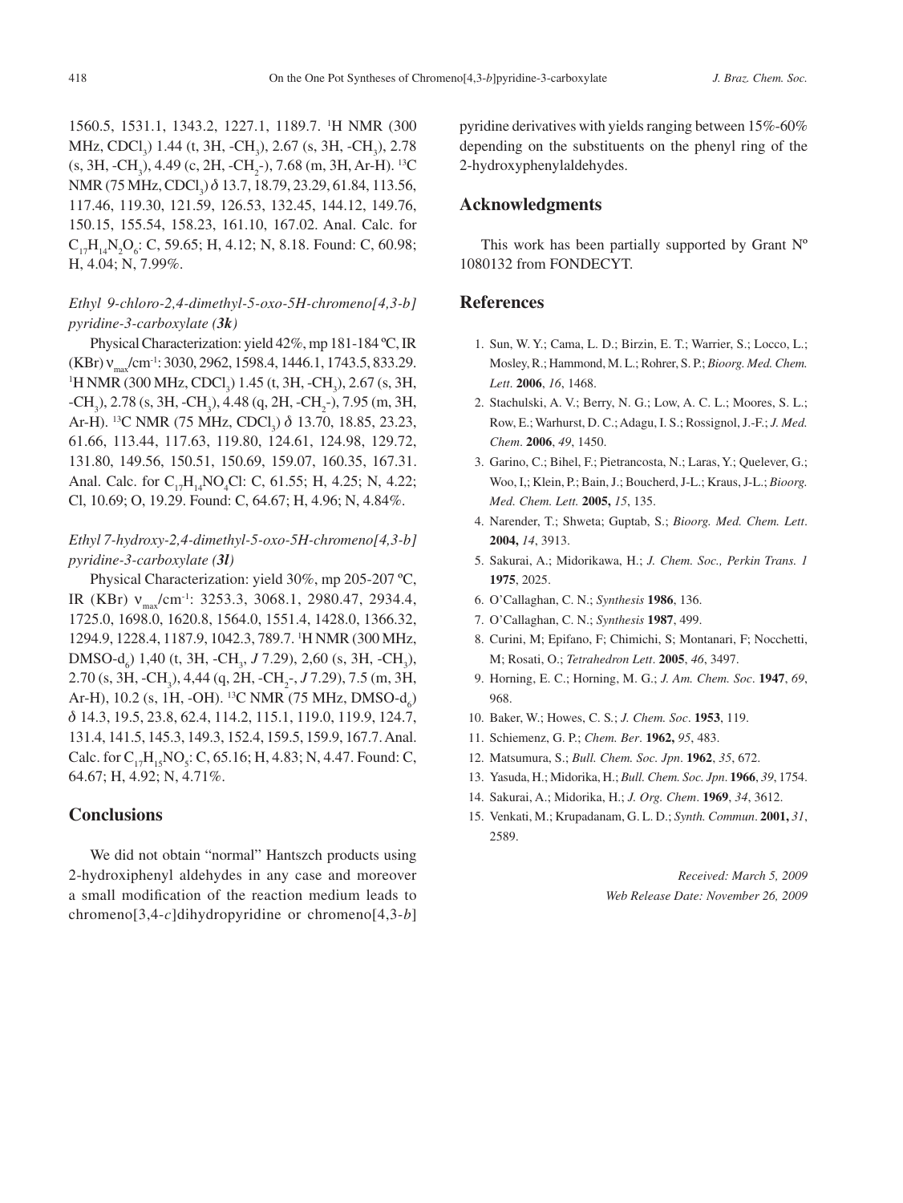1560.5, 1531.1, 1343.2, 1227.1, 1189.7. $^1$H NMR (300 MHz, $CDCl_3$) 1.44 (t, 3H, $-CH_3$), 2.67 (s, 3H, $-CH_3$), 2.78 (s, 3H, $-CH_3$), 4.49 (c, 2H, $-CH_2-$), 7.68 (m, 3H, Ar-H). $^{13}$C NMR (75 MHz, $CDCl_3$) $\delta$ 13.7, 18.79, 23.29, 61.84, 113.56, 117.46, 119.30, 121.59, 126.53, 132.45, 144.12, 149.76, 150.15, 155.54, 158.23, 161.10, 167.02. Anal. Calc. for $C_{17}H_{14}N_2O_6$: C, 59.65; H, 4.12; N, 8.18. Found: C, 60.98; H, 4.04; N, 7.99%.

*Ethyl 9-chloro-2,4-dimethyl-5-oxo-5H-chromeno[4,3-b] pyridine-3-carboxylate (**3k**)*

Physical Characterization: yield 42%, mp 181-184 ºC, IR (KBr) $\nu_{max}$/cm$^{-1}$: 3030, 2962, 1598.4, 1446.1, 1743.5, 833.29. $^1$H NMR (300 MHz, $CDCl_3$) 1.45 (t, 3H, $-CH_3$), 2.67 (s, 3H, $-CH_3$), 2.78 (s, 3H, $-CH_3$), 4.48 (q, 2H, $-CH_2-$), 7.95 (m, 3H, Ar-H). $^{13}$C NMR (75 MHz, $CDCl_3$) $\delta$ 13.70, 18.85, 23.23, 61.66, 113.44, 117.63, 119.80, 124.61, 124.98, 129.72, 131.80, 149.56, 150.51, 150.69, 159.07, 160.35, 167.31. Anal. Calc. for $C_{17}H_{14}NO_4Cl$: C, 61.55; H, 4.25; N, 4.22; Cl, 10.69; O, 19.29. Found: C, 64.67; H, 4.96; N, 4.84%.

*Ethyl 7-hydroxy-2,4-dimethyl-5-oxo-5H-chromeno[4,3-b] pyridine-3-carboxylate (**3l**)*

Physical Characterization: yield 30%, mp 205-207 ºC, IR (KBr) $\nu_{max}$/cm$^{-1}$: 3253.3, 3068.1, 2980.47, 2934.4, 1725.0, 1698.0, 1620.8, 1564.0, 1551.4, 1428.0, 1366.32, 1294.9, 1228.4, 1187.9, 1042.3, 789.7. $^1$H NMR (300 MHz, DMSO-$d_6$) 1,40 (t, 3H, $-CH_3$, $J$ 7.29), 2,60 (s, 3H, $-CH_3$), 2.70 (s, 3H, $-CH_3$), 4,44 (q, 2H, $-CH_2-$, $J$ 7.29), 7.5 (m, 3H, Ar-H), 10.2 (s, 1H, -OH). $^{13}$C NMR (75 MHz, DMSO-$d_6$) $\delta$ 14.3, 19.5, 23.8, 62.4, 114.2, 115.1, 119.0, 119.9, 124.7, 131.4, 141.5, 145.3, 149.3, 152.4, 159.5, 159.9, 167.7. Anal. Calc. for $C_{17}H_{15}NO_5$: C, 65.16; H, 4.83; N, 4.47. Found: C, 64.67; H, 4.92; N, 4.71%.

## Conclusions

We did not obtain "normal" Hantszch products using 2-hydroxiphenyl aldehydes in any case and moreover a small modification of the reaction medium leads to chromeno[3,4-*c*]dihydropyridine or chromeno[4,3-*b*] pyridine derivatives with yields ranging between 15%-60% depending on the substituents on the phenyl ring of the 2-hydroxyphenylaldehydes.

## Acknowledgments

This work has been partially supported by Grant Nº 1080132 from FONDECYT.

## References

1. Sun, W. Y.; Cama, L. D.; Birzin, E. T.; Warrier, S.; Locco, L.; Mosley, R.; Hammond, M. L.; Rohrer, S. P.; *Bioorg. Med. Chem. Lett*. **2006**, *16*, 1468.
2. Stachulski, A. V.; Berry, N. G.; Low, A. C. L.; Moores, S. L.; Row, E.; Warhurst, D. C.; Adagu, I. S.; Rossignol, J.-F.; *J. Med. Chem*. **2006**, *49*, 1450.
3. Garino, C.; Bihel, F.; Pietrancosta, N.; Laras, Y.; Quelever, G.; Woo, I,; Klein, P.; Bain, J.; Boucherd, J-L.; Kraus, J-L.; *Bioorg. Med. Chem. Lett.* **2005,** *15*, 135.
4. Narender, T.; Shweta; Guptab, S.; *Bioorg. Med. Chem. Lett*. **2004,** *14*, 3913.
5. Sakurai, A.; Midorikawa, H.; *J. Chem. Soc., Perkin Trans. 1* **1975**, 2025.
6. O'Callaghan, C. N.; *Synthesis* **1986**, 136.
7. O'Callaghan, C. N.; *Synthesis* **1987**, 499.
8. Curini, M; Epifano, F; Chimichi, S; Montanari, F; Nocchetti, M; Rosati, O.; *Tetrahedron Lett*. **2005**, *46*, 3497.
9. Horning, E. C.; Horning, M. G.; *J. Am. Chem. Soc*. **1947**, *69*, 968.
10. Baker, W.; Howes, C. S.; *J. Chem. Soc*. **1953**, 119.
11. Schiemenz, G. P.; *Chem. Ber*. **1962,** *95*, 483.
12. Matsumura, S.; *Bull. Chem. Soc. Jpn*. **1962**, *35*, 672.
13. Yasuda, H.; Midorika, H.; *Bull. Chem. Soc. Jpn*. **1966**, *39*, 1754.
14. Sakurai, A.; Midorika, H.; *J. Org. Chem*. **1969**, *34*, 3612.
15. Venkati, M.; Krupadanam, G. L. D.; *Synth. Commun*. **2001,** *31*, 2589.

*Received: March 5, 2009*
*Web Release Date: November 26, 2009*